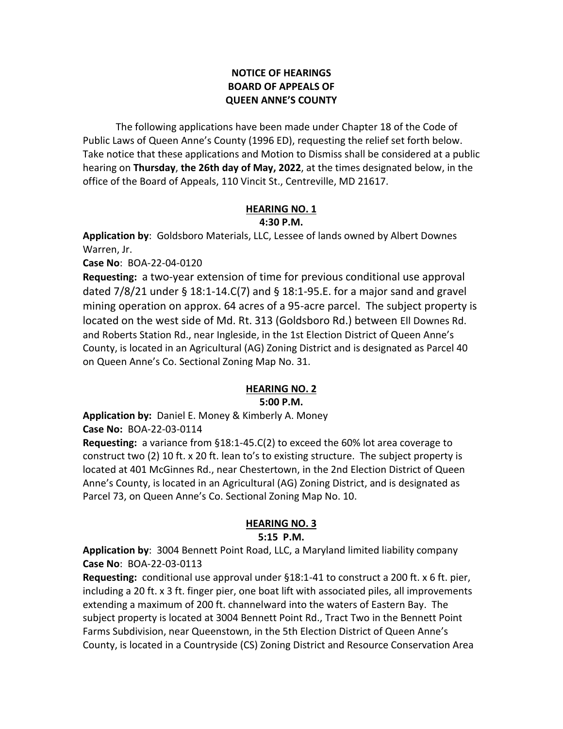**NOTICE OF HEARINGS**
**BOARD OF APPEALS OF**
**QUEEN ANNE'S COUNTY**

The following applications have been made under Chapter 18 of the Code of Public Laws of Queen Anne's County (1996 ED), requesting the relief set forth below. Take notice that these applications and Motion to Dismiss shall be considered at a public hearing on **Thursday**, **the 26th day of May, 2022**, at the times designated below, in the office of the Board of Appeals, 110 Vincit St., Centreville, MD 21617.

**HEARING NO. 1**
**4:30 P.M.**

**Application by**: Goldsboro Materials, LLC, Lessee of lands owned by Albert Downes Warren, Jr.

**Case No**: BOA-22-04-0120

**Requesting:** a two-year extension of time for previous conditional use approval dated 7/8/21 under § 18:1-14.C(7) and § 18:1-95.E. for a major sand and gravel mining operation on approx. 64 acres of a 95-acre parcel. The subject property is located on the west side of Md. Rt. 313 (Goldsboro Rd.) between Ell Downes Rd. and Roberts Station Rd., near Ingleside, in the 1st Election District of Queen Anne's County, is located in an Agricultural (AG) Zoning District and is designated as Parcel 40 on Queen Anne's Co. Sectional Zoning Map No. 31.

**HEARING NO. 2**
**5:00 P.M.**

**Application by:** Daniel E. Money & Kimberly A. Money

**Case No:** BOA-22-03-0114

**Requesting:** a variance from §18:1-45.C(2) to exceed the 60% lot area coverage to construct two (2) 10 ft. x 20 ft. lean to's to existing structure. The subject property is located at 401 McGinnes Rd., near Chestertown, in the 2nd Election District of Queen Anne's County, is located in an Agricultural (AG) Zoning District, and is designated as Parcel 73, on Queen Anne's Co. Sectional Zoning Map No. 10.

**HEARING NO. 3**
**5:15 P.M.**

**Application by**: 3004 Bennett Point Road, LLC, a Maryland limited liability company

**Case No**: BOA-22-03-0113

**Requesting:** conditional use approval under §18:1-41 to construct a 200 ft. x 6 ft. pier, including a 20 ft. x 3 ft. finger pier, one boat lift with associated piles, all improvements extending a maximum of 200 ft. channelward into the waters of Eastern Bay. The subject property is located at 3004 Bennett Point Rd., Tract Two in the Bennett Point Farms Subdivision, near Queenstown, in the 5th Election District of Queen Anne's County, is located in a Countryside (CS) Zoning District and Resource Conservation Area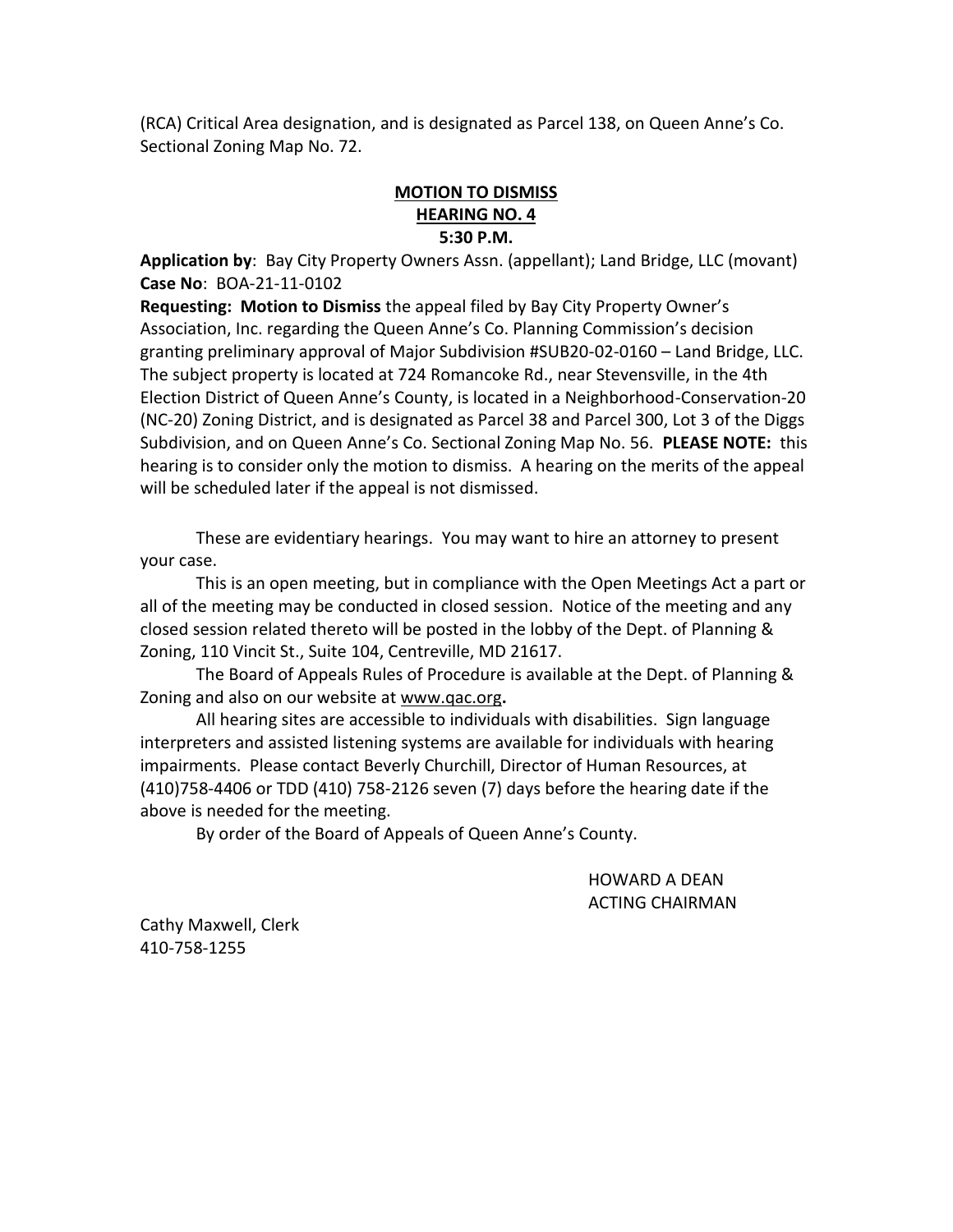(RCA) Critical Area designation, and is designated as Parcel 138, on Queen Anne's Co. Sectional Zoning Map No. 72.

**MOTION TO DISMISS**
**HEARING NO. 4**
**5:30 P.M.**

**Application by**: Bay City Property Owners Assn. (appellant); Land Bridge, LLC (movant)
**Case No**: BOA-21-11-0102
**Requesting: Motion to Dismiss** the appeal filed by Bay City Property Owner's Association, Inc. regarding the Queen Anne's Co. Planning Commission's decision granting preliminary approval of Major Subdivision #SUB20-02-0160 – Land Bridge, LLC. The subject property is located at 724 Romancoke Rd., near Stevensville, in the 4th Election District of Queen Anne's County, is located in a Neighborhood-Conservation-20 (NC-20) Zoning District, and is designated as Parcel 38 and Parcel 300, Lot 3 of the Diggs Subdivision, and on Queen Anne's Co. Sectional Zoning Map No. 56. **PLEASE NOTE:** this hearing is to consider only the motion to dismiss. A hearing on the merits of the appeal will be scheduled later if the appeal is not dismissed.

These are evidentiary hearings. You may want to hire an attorney to present your case.

This is an open meeting, but in compliance with the Open Meetings Act a part or all of the meeting may be conducted in closed session. Notice of the meeting and any closed session related thereto will be posted in the lobby of the Dept. of Planning & Zoning, 110 Vincit St., Suite 104, Centreville, MD 21617.

The Board of Appeals Rules of Procedure is available at the Dept. of Planning & Zoning and also on our website at www.qac.org.

All hearing sites are accessible to individuals with disabilities. Sign language interpreters and assisted listening systems are available for individuals with hearing impairments. Please contact Beverly Churchill, Director of Human Resources, at (410)758-4406 or TDD (410) 758-2126 seven (7) days before the hearing date if the above is needed for the meeting.

By order of the Board of Appeals of Queen Anne's County.

HOWARD A DEAN
ACTING CHAIRMAN

Cathy Maxwell, Clerk
410-758-1255